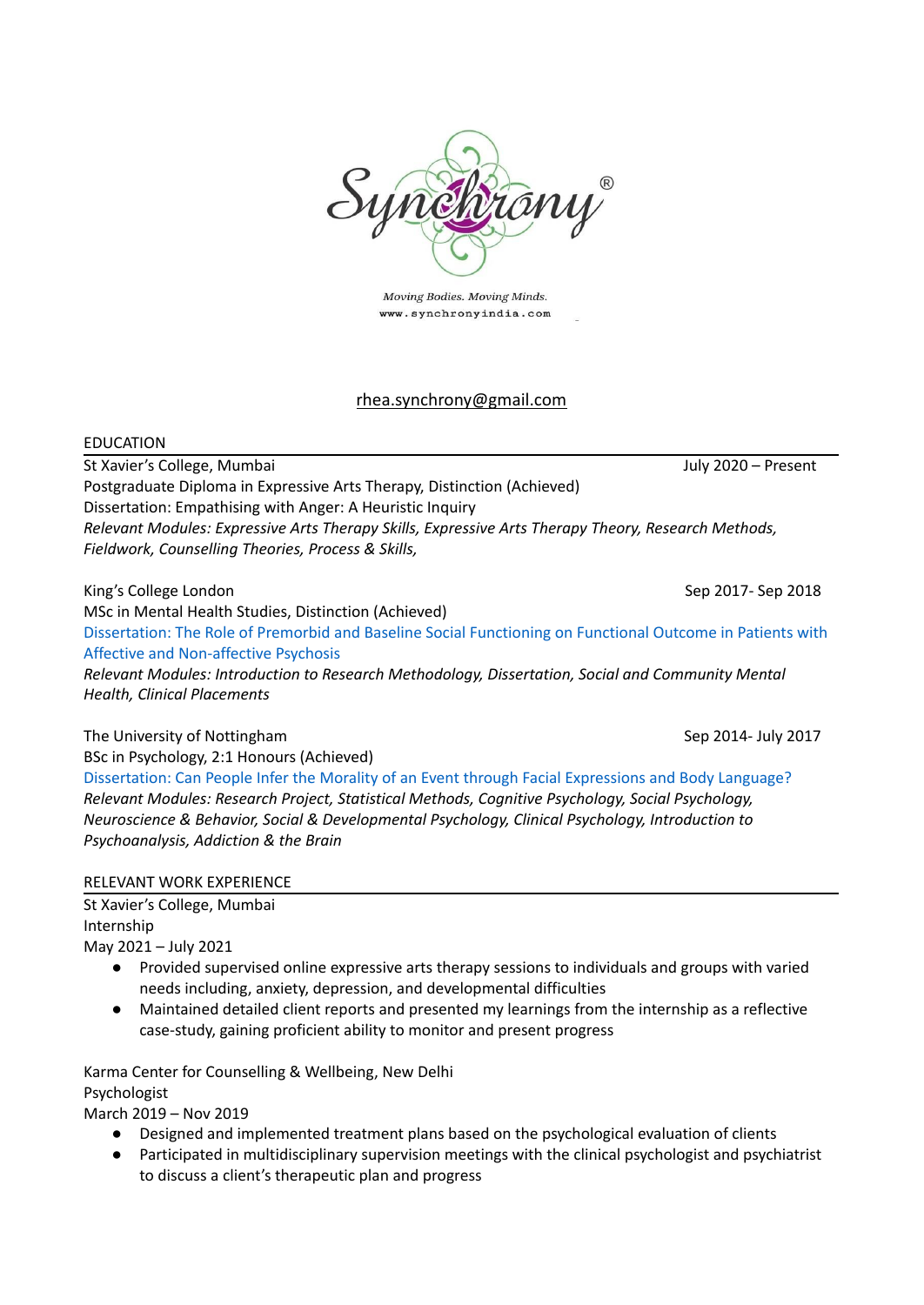Synchrony®

*Moving Bodies. Moving Minds.*

www.synchronyindia.com

rhea.synchrony@gmail.com

## EDUCATION

St Xavier's College, Mumbai — July 2020 – Present

Postgraduate Diploma in Expressive Arts Therapy, Distinction (Achieved)

Dissertation: Empathising with Anger: A Heuristic Inquiry

*Relevant Modules: Expressive Arts Therapy Skills, Expressive Arts Therapy Theory, Research Methods, Fieldwork, Counselling Theories, Process & Skills,*

King's College London — Sep 2017- Sep 2018

MSc in Mental Health Studies, Distinction (Achieved)

Dissertation: The Role of Premorbid and Baseline Social Functioning on Functional Outcome in Patients with Affective and Non-affective Psychosis

*Relevant Modules: Introduction to Research Methodology, Dissertation, Social and Community Mental Health, Clinical Placements*

The University of Nottingham — Sep 2014- July 2017

BSc in Psychology, 2:1 Honours (Achieved)

Dissertation: Can People Infer the Morality of an Event through Facial Expressions and Body Language?

*Relevant Modules: Research Project, Statistical Methods, Cognitive Psychology, Social Psychology, Neuroscience & Behavior, Social & Developmental Psychology, Clinical Psychology, Introduction to Psychoanalysis, Addiction & the Brain*

## RELEVANT WORK EXPERIENCE

St Xavier's College, Mumbai
Internship
May 2021 – July 2021

- Provided supervised online expressive arts therapy sessions to individuals and groups with varied needs including, anxiety, depression, and developmental difficulties
- Maintained detailed client reports and presented my learnings from the internship as a reflective case-study, gaining proficient ability to monitor and present progress

Karma Center for Counselling & Wellbeing, New Delhi
Psychologist
March 2019 – Nov 2019

- Designed and implemented treatment plans based on the psychological evaluation of clients
- Participated in multidisciplinary supervision meetings with the clinical psychologist and psychiatrist to discuss a client's therapeutic plan and progress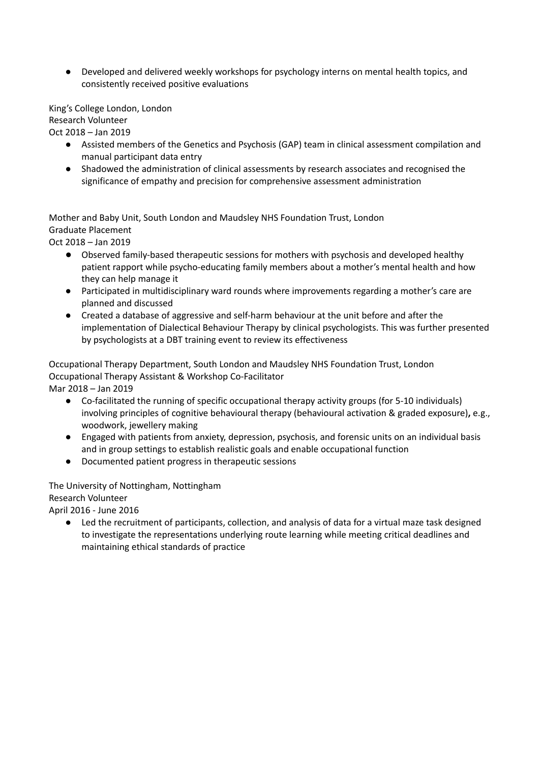- Developed and delivered weekly workshops for psychology interns on mental health topics, and consistently received positive evaluations

King's College London, London
Research Volunteer
Oct 2018 – Jan 2019

- Assisted members of the Genetics and Psychosis (GAP) team in clinical assessment compilation and manual participant data entry
- Shadowed the administration of clinical assessments by research associates and recognised the significance of empathy and precision for comprehensive assessment administration

Mother and Baby Unit, South London and Maudsley NHS Foundation Trust, London
Graduate Placement
Oct 2018 – Jan 2019

- Observed family-based therapeutic sessions for mothers with psychosis and developed healthy patient rapport while psycho-educating family members about a mother's mental health and how they can help manage it
- Participated in multidisciplinary ward rounds where improvements regarding a mother's care are planned and discussed
- Created a database of aggressive and self-harm behaviour at the unit before and after the implementation of Dialectical Behaviour Therapy by clinical psychologists. This was further presented by psychologists at a DBT training event to review its effectiveness

Occupational Therapy Department, South London and Maudsley NHS Foundation Trust, London
Occupational Therapy Assistant & Workshop Co-Facilitator
Mar 2018 – Jan 2019

- Co-facilitated the running of specific occupational therapy activity groups (for 5-10 individuals) involving principles of cognitive behavioural therapy (behavioural activation & graded exposure), e.g., woodwork, jewellery making
- Engaged with patients from anxiety, depression, psychosis, and forensic units on an individual basis and in group settings to establish realistic goals and enable occupational function
- Documented patient progress in therapeutic sessions

The University of Nottingham, Nottingham
Research Volunteer
April 2016 - June 2016

- Led the recruitment of participants, collection, and analysis of data for a virtual maze task designed to investigate the representations underlying route learning while meeting critical deadlines and maintaining ethical standards of practice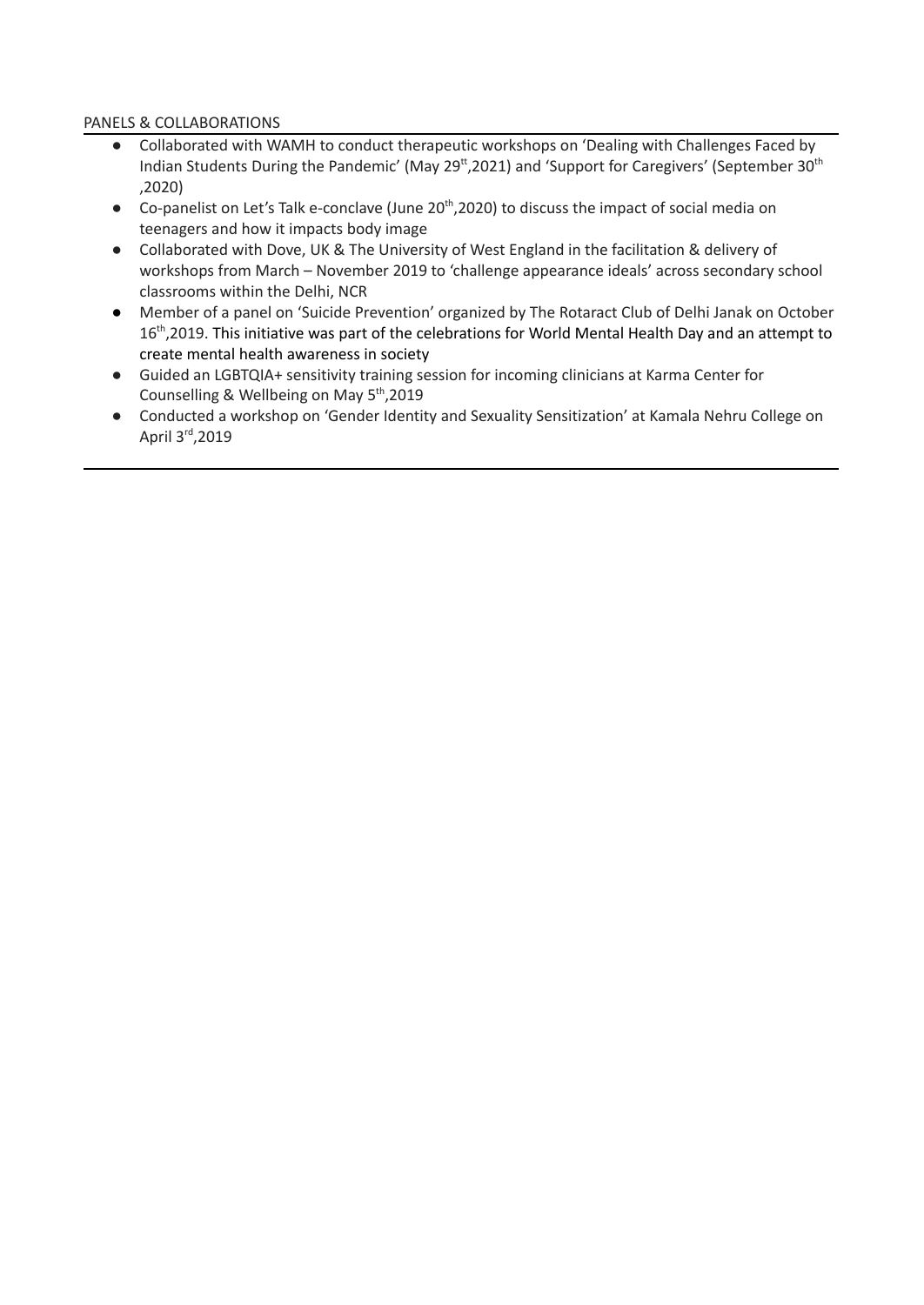PANELS & COLLABORATIONS

- Collaborated with WAMH to conduct therapeutic workshops on 'Dealing with Challenges Faced by Indian Students During the Pandemic' (May 29tt,2021) and 'Support for Caregivers' (September 30th ,2020)
- Co-panelist on Let's Talk e-conclave (June 20th,2020) to discuss the impact of social media on teenagers and how it impacts body image
- Collaborated with Dove, UK & The University of West England in the facilitation & delivery of workshops from March – November 2019 to 'challenge appearance ideals' across secondary school classrooms within the Delhi, NCR
- Member of a panel on 'Suicide Prevention' organized by The Rotaract Club of Delhi Janak on October 16th,2019. This initiative was part of the celebrations for World Mental Health Day and an attempt to create mental health awareness in society
- Guided an LGBTQIA+ sensitivity training session for incoming clinicians at Karma Center for Counselling & Wellbeing on May 5th,2019
- Conducted a workshop on 'Gender Identity and Sexuality Sensitization' at Kamala Nehru College on April 3rd,2019